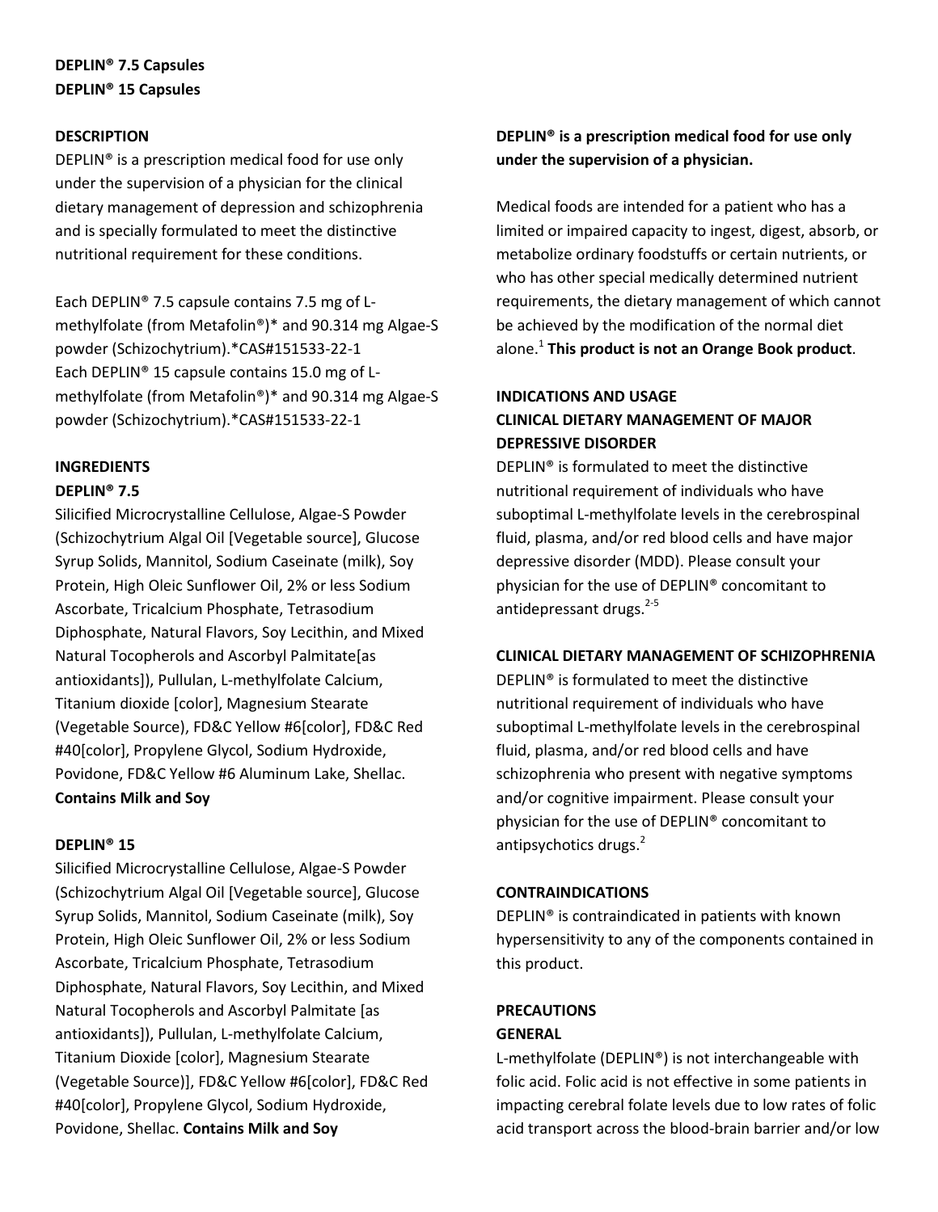**DEPLIN® 7.5 Capsules**
**DEPLIN® 15 Capsules**

## DESCRIPTION

DEPLIN® is a prescription medical food for use only under the supervision of a physician for the clinical dietary management of depression and schizophrenia and is specially formulated to meet the distinctive nutritional requirement for these conditions.

Each DEPLIN® 7.5 capsule contains 7.5 mg of L-methylfolate (from Metafolin®)* and 90.314 mg Algae-S powder (Schizochytrium).*CAS#151533-22-1
Each DEPLIN® 15 capsule contains 15.0 mg of L-methylfolate (from Metafolin®)* and 90.314 mg Algae-S powder (Schizochytrium).*CAS#151533-22-1

## INGREDIENTS

### DEPLIN® 7.5

Silicified Microcrystalline Cellulose, Algae-S Powder (Schizochytrium Algal Oil [Vegetable source], Glucose Syrup Solids, Mannitol, Sodium Caseinate (milk), Soy Protein, High Oleic Sunflower Oil, 2% or less Sodium Ascorbate, Tricalcium Phosphate, Tetrasodium Diphosphate, Natural Flavors, Soy Lecithin, and Mixed Natural Tocopherols and Ascorbyl Palmitate[as antioxidants]), Pullulan, L-methylfolate Calcium, Titanium dioxide [color], Magnesium Stearate (Vegetable Source), FD&C Yellow #6[color], FD&C Red #40[color], Propylene Glycol, Sodium Hydroxide, Povidone, FD&C Yellow #6 Aluminum Lake, Shellac. **Contains Milk and Soy**

### DEPLIN® 15

Silicified Microcrystalline Cellulose, Algae-S Powder (Schizochytrium Algal Oil [Vegetable source], Glucose Syrup Solids, Mannitol, Sodium Caseinate (milk), Soy Protein, High Oleic Sunflower Oil, 2% or less Sodium Ascorbate, Tricalcium Phosphate, Tetrasodium Diphosphate, Natural Flavors, Soy Lecithin, and Mixed Natural Tocopherols and Ascorbyl Palmitate [as antioxidants]), Pullulan, L-methylfolate Calcium, Titanium Dioxide [color], Magnesium Stearate (Vegetable Source)], FD&C Yellow #6[color], FD&C Red #40[color], Propylene Glycol, Sodium Hydroxide, Povidone, Shellac. **Contains Milk and Soy**

**DEPLIN® is a prescription medical food for use only under the supervision of a physician.**

Medical foods are intended for a patient who has a limited or impaired capacity to ingest, digest, absorb, or metabolize ordinary foodstuffs or certain nutrients, or who has other special medically determined nutrient requirements, the dietary management of which cannot be achieved by the modification of the normal diet alone.[1] **This product is not an Orange Book product**.

## INDICATIONS AND USAGE

### CLINICAL DIETARY MANAGEMENT OF MAJOR DEPRESSIVE DISORDER

DEPLIN® is formulated to meet the distinctive nutritional requirement of individuals who have suboptimal L-methylfolate levels in the cerebrospinal fluid, plasma, and/or red blood cells and have major depressive disorder (MDD). Please consult your physician for the use of DEPLIN® concomitant to antidepressant drugs.[2-5]

### CLINICAL DIETARY MANAGEMENT OF SCHIZOPHRENIA

DEPLIN® is formulated to meet the distinctive nutritional requirement of individuals who have suboptimal L-methylfolate levels in the cerebrospinal fluid, plasma, and/or red blood cells and have schizophrenia who present with negative symptoms and/or cognitive impairment. Please consult your physician for the use of DEPLIN® concomitant to antipsychotics drugs.[2]

## CONTRAINDICATIONS

DEPLIN® is contraindicated in patients with known hypersensitivity to any of the components contained in this product.

## PRECAUTIONS

### GENERAL

L-methylfolate (DEPLIN®) is not interchangeable with folic acid. Folic acid is not effective in some patients in impacting cerebral folate levels due to low rates of folic acid transport across the blood-brain barrier and/or low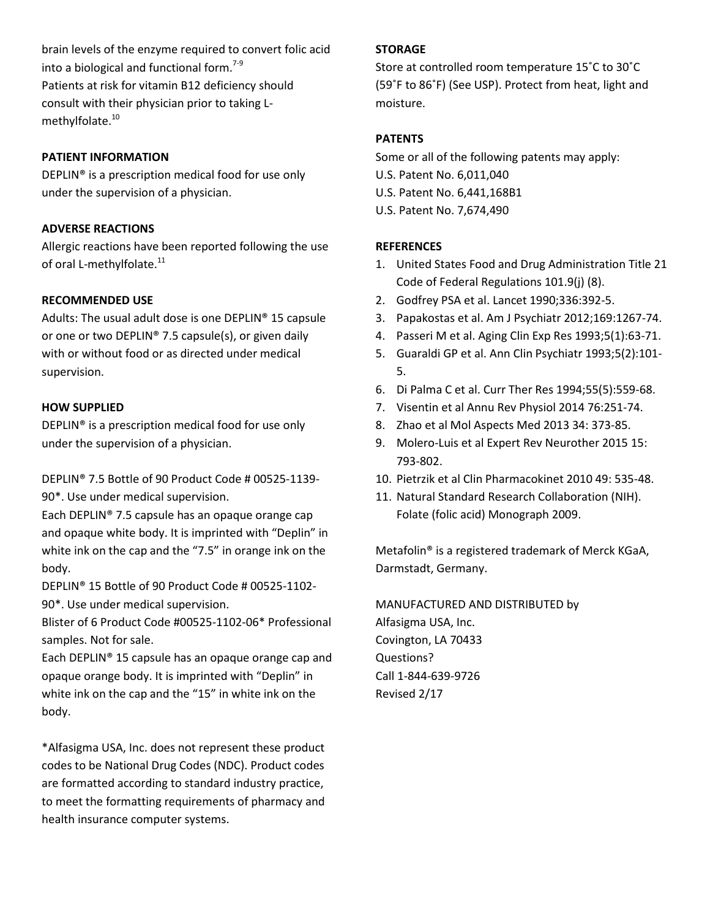brain levels of the enzyme required to convert folic acid into a biological and functional form.[7-9]
Patients at risk for vitamin B12 deficiency should consult with their physician prior to taking L-methylfolate.[10]

**PATIENT INFORMATION**
DEPLIN® is a prescription medical food for use only under the supervision of a physician.

**ADVERSE REACTIONS**
Allergic reactions have been reported following the use of oral L-methylfolate.[11]

**RECOMMENDED USE**
Adults: The usual adult dose is one DEPLIN® 15 capsule or one or two DEPLIN® 7.5 capsule(s), or given daily with or without food or as directed under medical supervision.

**HOW SUPPLIED**
DEPLIN® is a prescription medical food for use only under the supervision of a physician.

DEPLIN® 7.5 Bottle of 90 Product Code # 00525-1139-90*. Use under medical supervision.
Each DEPLIN® 7.5 capsule has an opaque orange cap and opaque white body. It is imprinted with "Deplin" in white ink on the cap and the "7.5" in orange ink on the body.
DEPLIN® 15 Bottle of 90 Product Code # 00525-1102-90*. Use under medical supervision.
Blister of 6 Product Code #00525-1102-06* Professional samples. Not for sale.
Each DEPLIN® 15 capsule has an opaque orange cap and opaque orange body. It is imprinted with "Deplin" in white ink on the cap and the "15" in white ink on the body.

*Alfasigma USA, Inc. does not represent these product codes to be National Drug Codes (NDC). Product codes are formatted according to standard industry practice, to meet the formatting requirements of pharmacy and health insurance computer systems.

**STORAGE**
Store at controlled room temperature 15˚C to 30˚C (59˚F to 86˚F) (See USP). Protect from heat, light and moisture.

**PATENTS**
Some or all of the following patents may apply:
U.S. Patent No. 6,011,040
U.S. Patent No. 6,441,168B1
U.S. Patent No. 7,674,490

**REFERENCES**
1. United States Food and Drug Administration Title 21 Code of Federal Regulations 101.9(j) (8).
2. Godfrey PSA et al. Lancet 1990;336:392-5.
3. Papakostas et al. Am J Psychiatr 2012;169:1267-74.
4. Passeri M et al. Aging Clin Exp Res 1993;5(1):63-71.
5. Guaraldi GP et al. Ann Clin Psychiatr 1993;5(2):101-5.
6. Di Palma C et al. Curr Ther Res 1994;55(5):559-68.
7. Visentin et al Annu Rev Physiol 2014 76:251-74.
8. Zhao et al Mol Aspects Med 2013 34: 373-85.
9. Molero-Luis et al Expert Rev Neurother 2015 15: 793-802.
10. Pietrzik et al Clin Pharmacokinet 2010 49: 535-48.
11. Natural Standard Research Collaboration (NIH). Folate (folic acid) Monograph 2009.

Metafolin® is a registered trademark of Merck KGaA, Darmstadt, Germany.

MANUFACTURED AND DISTRIBUTED by
Alfasigma USA, Inc.
Covington, LA 70433
Questions?
Call 1-844-639-9726
Revised 2/17